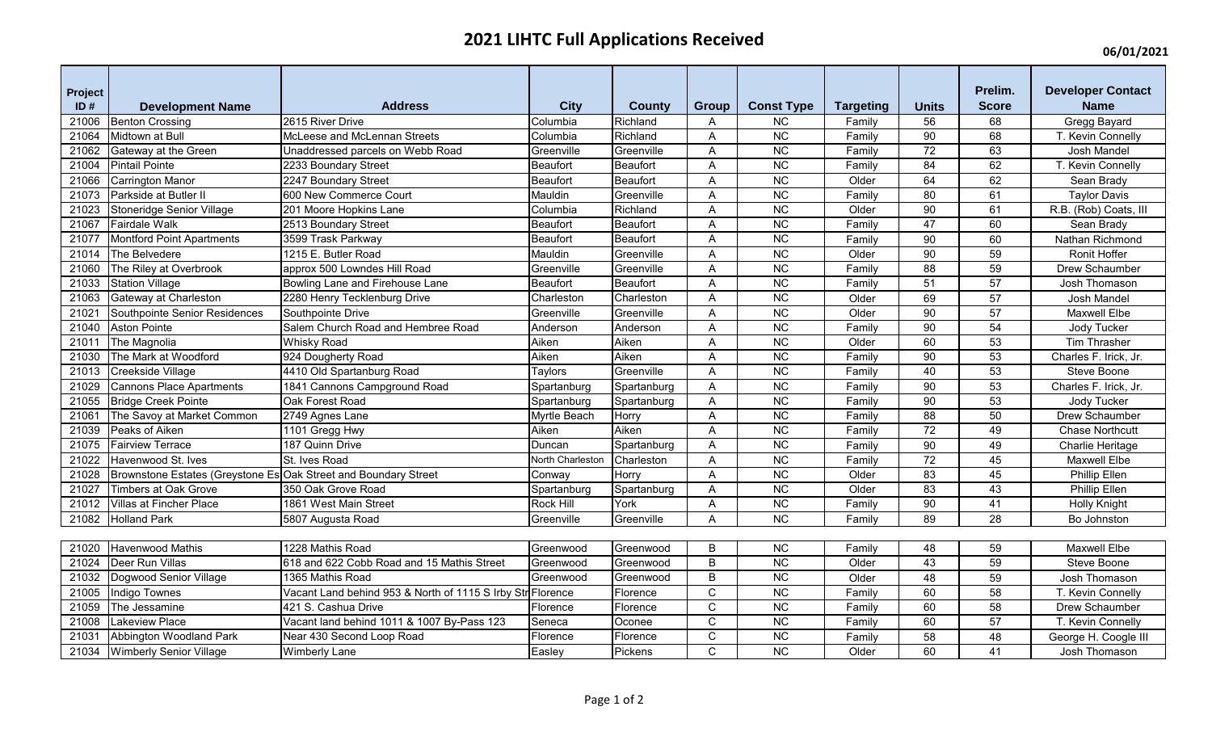# 2021 LIHTC Full Applications Received

06/01/2021

| Project ID # | Development Name | Address | City | County | Group | Const Type | Targeting | Units | Prelim. Score | Developer Contact Name |
|---|---|---|---|---|---|---|---|---|---|---|
| 21006 | Benton Crossing | 2615 River Drive | Columbia | Richland | A | NC | Family | 56 | 68 | Gregg Bayard |
| 21064 | Midtown at Bull | McLeese and McLennan Streets | Columbia | Richland | A | NC | Family | 90 | 68 | T. Kevin Connelly |
| 21062 | Gateway at the Green | Unaddressed parcels on Webb Road | Greenville | Greenville | A | NC | Family | 72 | 63 | Josh Mandel |
| 21004 | Pintail Pointe | 2233 Boundary Street | Beaufort | Beaufort | A | NC | Family | 84 | 62 | T. Kevin Connelly |
| 21066 | Carrington Manor | 2247 Boundary Street | Beaufort | Beaufort | A | NC | Older | 64 | 62 | Sean Brady |
| 21073 | Parkside at Butler II | 600 New Commerce Court | Mauldin | Greenville | A | NC | Family | 80 | 61 | Taylor Davis |
| 21023 | Stoneridge Senior Village | 201 Moore Hopkins Lane | Columbia | Richland | A | NC | Older | 90 | 61 | R.B. (Rob) Coats, III |
| 21067 | Fairdale Walk | 2513 Boundary Street | Beaufort | Beaufort | A | NC | Family | 47 | 60 | Sean Brady |
| 21077 | Montford Point Apartments | 3599 Trask Parkway | Beaufort | Beaufort | A | NC | Family | 90 | 60 | Nathan Richmond |
| 21014 | The Belvedere | 1215 E. Butler Road | Mauldin | Greenville | A | NC | Older | 90 | 59 | Ronit Hoffer |
| 21060 | The Riley at Overbrook | approx 500 Lowndes Hill Road | Greenville | Greenville | A | NC | Family | 88 | 59 | Drew Schaumber |
| 21033 | Station Village | Bowling Lane and Firehouse Lane | Beaufort | Beaufort | A | NC | Family | 51 | 57 | Josh Thomason |
| 21063 | Gateway at Charleston | 2280 Henry Tecklenburg Drive | Charleston | Charleston | A | NC | Older | 69 | 57 | Josh Mandel |
| 21021 | Southpointe Senior Residences | Southpointe Drive | Greenville | Greenville | A | NC | Older | 90 | 57 | Maxwell Elbe |
| 21040 | Aston Pointe | Salem Church Road and Hembree Road | Anderson | Anderson | A | NC | Family | 90 | 54 | Jody Tucker |
| 21011 | The Magnolia | Whisky Road | Aiken | Aiken | A | NC | Older | 60 | 53 | Tim Thrasher |
| 21030 | The Mark at Woodford | 924 Dougherty Road | Aiken | Aiken | A | NC | Family | 90 | 53 | Charles F. Irick, Jr. |
| 21013 | Creekside Village | 4410 Old Spartanburg Road | Taylors | Greenville | A | NC | Family | 40 | 53 | Steve Boone |
| 21029 | Cannons Place Apartments | 1841 Cannons Campground Road | Spartanburg | Spartanburg | A | NC | Family | 90 | 53 | Charles F. Irick, Jr. |
| 21055 | Bridge Creek Pointe | Oak Forest Road | Spartanburg | Spartanburg | A | NC | Family | 90 | 53 | Jody Tucker |
| 21061 | The Savoy at Market Common | 2749 Agnes Lane | Myrtle Beach | Horry | A | NC | Family | 88 | 50 | Drew Schaumber |
| 21039 | Peaks of Aiken | 1101 Gregg Hwy | Aiken | Aiken | A | NC | Family | 72 | 49 | Chase Northcutt |
| 21075 | Fairview Terrace | 187 Quinn Drive | Duncan | Spartanburg | A | NC | Family | 90 | 49 | Charlie Heritage |
| 21022 | Havenwood St. Ives | St. Ives Road | North Charleston | Charleston | A | NC | Family | 72 | 45 | Maxwell Elbe |
| 21028 | Brownstone Estates (Greystone Es | Oak Street and Boundary Street | Conway | Horry | A | NC | Older | 83 | 45 | Phillip Ellen |
| 21027 | Timbers at Oak Grove | 350 Oak Grove Road | Spartanburg | Spartanburg | A | NC | Older | 83 | 43 | Phillip Ellen |
| 21012 | Villas at Fincher Place | 1861 West Main Street | Rock Hill | York | A | NC | Family | 90 | 41 | Holly Knight |
| 21082 | Holland Park | 5807 Augusta Road | Greenville | Greenville | A | NC | Family | 89 | 28 | Bo Johnston |
| 21020 | Havenwood Mathis | 1228 Mathis Road | Greenwood | Greenwood | B | NC | Family | 48 | 59 | Maxwell Elbe |
| 21024 | Deer Run Villas | 618 and 622 Cobb Road and 15 Mathis Street | Greenwood | Greenwood | B | NC | Older | 43 | 59 | Steve Boone |
| 21032 | Dogwood Senior Village | 1365 Mathis Road | Greenwood | Greenwood | B | NC | Older | 48 | 59 | Josh Thomason |
| 21005 | Indigo Townes | Vacant Land behind 953 & North of 1115 S Irby Str | Florence | Florence | C | NC | Family | 60 | 58 | T. Kevin Connelly |
| 21059 | The Jessamine | 421 S. Cashua Drive | Florence | Florence | C | NC | Family | 60 | 58 | Drew Schaumber |
| 21008 | Lakeview Place | Vacant land behind 1011 & 1007 By-Pass 123 | Seneca | Oconee | C | NC | Family | 60 | 57 | T. Kevin Connelly |
| 21031 | Abbington Woodland Park | Near 430 Second Loop Road | Florence | Florence | C | NC | Family | 58 | 48 | George H. Coogle III |
| 21034 | Wimberly Senior Village | Wimberly Lane | Easley | Pickens | C | NC | Older | 60 | 41 | Josh Thomason |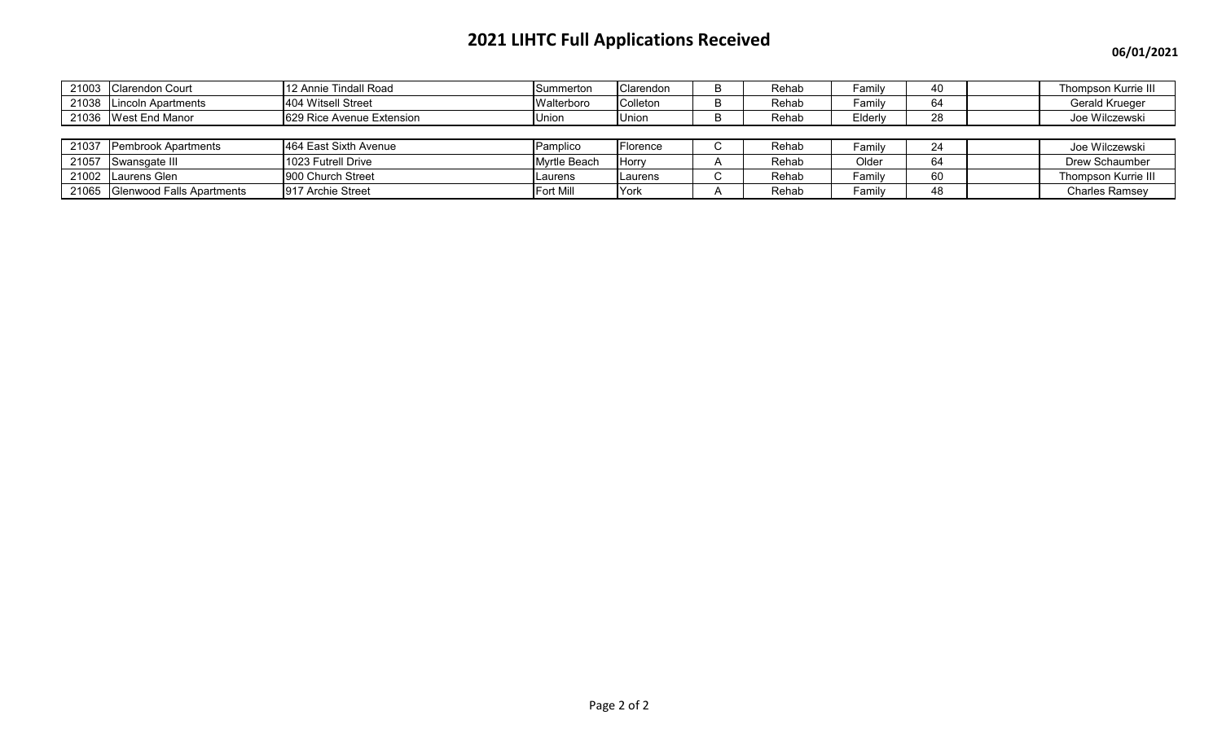# 2021 LIHTC Full Applications Received

**06/01/2021**

| | | | | | | | | | | |
|---|---|---|---|---|---|---|---|---|---|---|
| 21003 | Clarendon Court | 12 Annie Tindall Road | Summerton | Clarendon | B | Rehab | Family | 40 | | Thompson Kurrie III |
| 21038 | Lincoln Apartments | 404 Witsell Street | Walterboro | Colleton | B | Rehab | Family | 64 | | Gerald Krueger |
| 21036 | West End Manor | 629 Rice Avenue Extension | Union | Union | B | Rehab | Elderly | 28 | | Joe Wilczewski |
| 21037 | Pembrook Apartments | 464 East Sixth Avenue | Pamplico | Florence | C | Rehab | Family | 24 | | Joe Wilczewski |
| 21057 | Swansgate III | 1023 Futrell Drive | Myrtle Beach | Horry | A | Rehab | Older | 64 | | Drew Schaumber |
| 21002 | Laurens Glen | 900 Church Street | Laurens | Laurens | C | Rehab | Family | 60 | | Thompson Kurrie III |
| 21065 | Glenwood Falls Apartments | 917 Archie Street | Fort Mill | York | A | Rehab | Family | 48 | | Charles Ramsey |